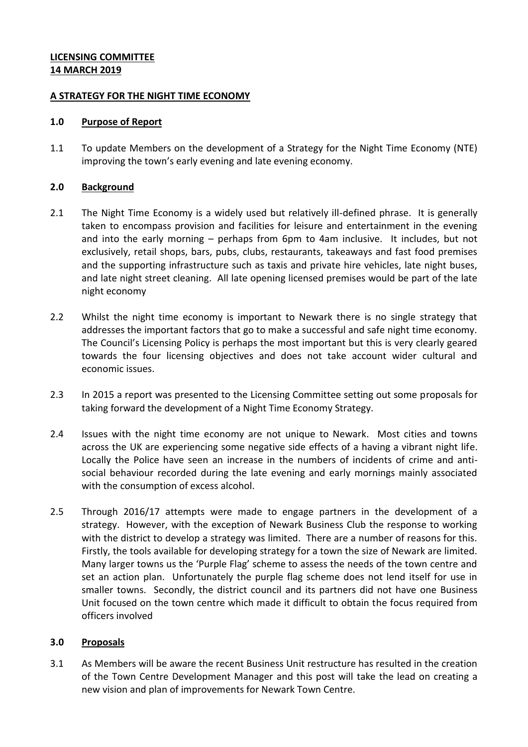**LICENSING COMMITTEE**
**14 MARCH 2019**

**A STRATEGY FOR THE NIGHT TIME ECONOMY**

**1.0 Purpose of Report**

1.1 To update Members on the development of a Strategy for the Night Time Economy (NTE) improving the town's early evening and late evening economy.

**2.0 Background**

2.1 The Night Time Economy is a widely used but relatively ill-defined phrase. It is generally taken to encompass provision and facilities for leisure and entertainment in the evening and into the early morning – perhaps from 6pm to 4am inclusive. It includes, but not exclusively, retail shops, bars, pubs, clubs, restaurants, takeaways and fast food premises and the supporting infrastructure such as taxis and private hire vehicles, late night buses, and late night street cleaning. All late opening licensed premises would be part of the late night economy

2.2 Whilst the night time economy is important to Newark there is no single strategy that addresses the important factors that go to make a successful and safe night time economy. The Council's Licensing Policy is perhaps the most important but this is very clearly geared towards the four licensing objectives and does not take account wider cultural and economic issues.

2.3 In 2015 a report was presented to the Licensing Committee setting out some proposals for taking forward the development of a Night Time Economy Strategy.

2.4 Issues with the night time economy are not unique to Newark. Most cities and towns across the UK are experiencing some negative side effects of a having a vibrant night life. Locally the Police have seen an increase in the numbers of incidents of crime and anti-social behaviour recorded during the late evening and early mornings mainly associated with the consumption of excess alcohol.

2.5 Through 2016/17 attempts were made to engage partners in the development of a strategy. However, with the exception of Newark Business Club the response to working with the district to develop a strategy was limited. There are a number of reasons for this. Firstly, the tools available for developing strategy for a town the size of Newark are limited. Many larger towns us the 'Purple Flag' scheme to assess the needs of the town centre and set an action plan. Unfortunately the purple flag scheme does not lend itself for use in smaller towns. Secondly, the district council and its partners did not have one Business Unit focused on the town centre which made it difficult to obtain the focus required from officers involved

**3.0 Proposals**

3.1 As Members will be aware the recent Business Unit restructure has resulted in the creation of the Town Centre Development Manager and this post will take the lead on creating a new vision and plan of improvements for Newark Town Centre.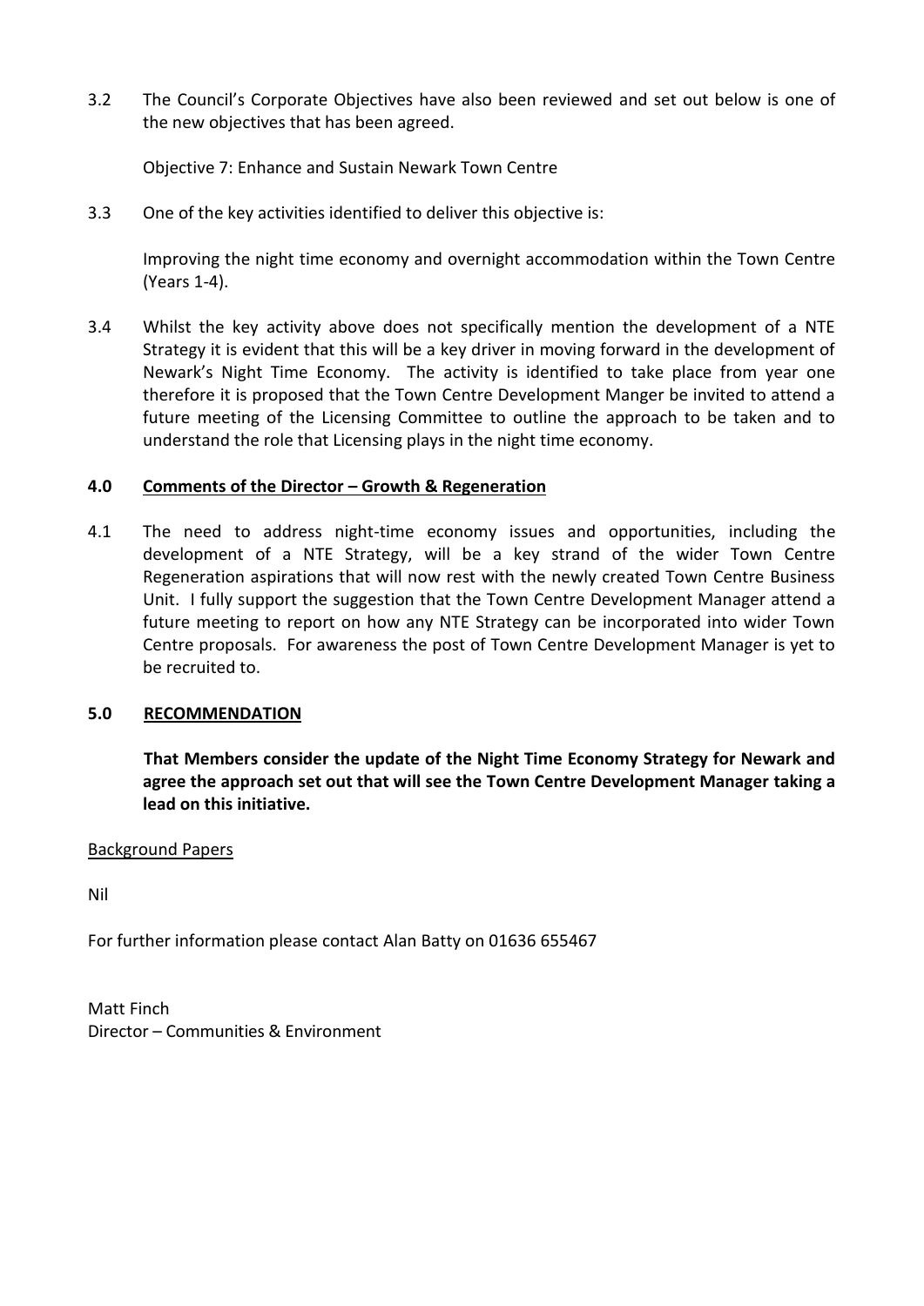3.2 The Council's Corporate Objectives have also been reviewed and set out below is one of the new objectives that has been agreed.

Objective 7: Enhance and Sustain Newark Town Centre

3.3 One of the key activities identified to deliver this objective is:

Improving the night time economy and overnight accommodation within the Town Centre (Years 1-4).

3.4 Whilst the key activity above does not specifically mention the development of a NTE Strategy it is evident that this will be a key driver in moving forward in the development of Newark's Night Time Economy. The activity is identified to take place from year one therefore it is proposed that the Town Centre Development Manger be invited to attend a future meeting of the Licensing Committee to outline the approach to be taken and to understand the role that Licensing plays in the night time economy.

## 4.0 <u>Comments of the Director – Growth & Regeneration</u>

4.1 The need to address night-time economy issues and opportunities, including the development of a NTE Strategy, will be a key strand of the wider Town Centre Regeneration aspirations that will now rest with the newly created Town Centre Business Unit. I fully support the suggestion that the Town Centre Development Manager attend a future meeting to report on how any NTE Strategy can be incorporated into wider Town Centre proposals. For awareness the post of Town Centre Development Manager is yet to be recruited to.

## 5.0 <u>RECOMMENDATION</u>

**That Members consider the update of the Night Time Economy Strategy for Newark and agree the approach set out that will see the Town Centre Development Manager taking a lead on this initiative.**

<u>Background Papers</u>

Nil

For further information please contact Alan Batty on 01636 655467

Matt Finch
Director – Communities & Environment